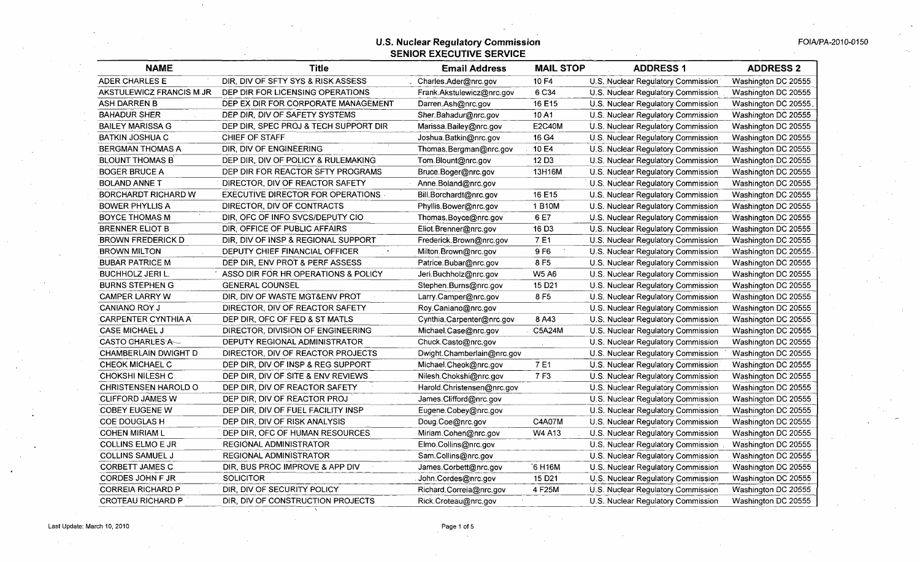FOIA/PA-2010-0150

# U.S. Nuclear Regulatory Commission
## SENIOR EXECUTIVE SERVICE

| NAME | Title | Email Address | MAIL STOP | ADDRESS 1 | ADDRESS 2 |
|---|---|---|---|---|---|
| ADER CHARLES E | DIR, DIV OF SFTY SYS & RISK ASSESS | Charles.Ader@nrc.gov | 10 F4 | U.S. Nuclear Regulatory Commission | Washington DC 20555 |
| AKSTULEWICZ FRANCIS M JR | DEP DIR FOR LICENSING OPERATIONS | Frank.Akstulewicz@nrc.gov | 6 C34 | U.S. Nuclear Regulatory Commission | Washington DC 20555 |
| ASH DARREN B | DEP EX DIR FOR CORPORATE MANAGEMENT | Darren.Ash@nrc.gov | 16 E15 | U.S. Nuclear Regulatory Commission | Washington DC 20555 |
| BAHADUR SHER | DEP DIR, DIV OF SAFETY SYSTEMS | Sher.Bahadur@nrc.gov | 10 A1 | U.S. Nuclear Regulatory Commission | Washington DC 20555 |
| BAILEY MARISSA G | DEP DIR, SPEC PROJ & TECH SUPPORT DIR | Marissa.Bailey@nrc.gov | E2C40M | U.S. Nuclear Regulatory Commission | Washington DC 20555 |
| BATKIN JOSHUA C | CHIEF OF STAFF | Joshua.Batkin@nrc.gov | 16 G4 | U.S. Nuclear Regulatory Commission | Washington DC 20555 |
| BERGMAN THOMAS A | DIR, DIV OF ENGINEERING | Thomas.Bergman@nrc.gov | 10 E4 | U.S. Nuclear Regulatory Commission | Washington DC 20555 |
| BLOUNT THOMAS B | DEP DIR, DIV OF POLICY & RULEMAKING | Tom.Blount@nrc.gov | 12 D3 | U.S. Nuclear Regulatory Commission | Washington DC 20555 |
| BOGER BRUCE A | DEP DIR FOR REACTOR SFTY PROGRAMS | Bruce.Boger@nrc.gov | 13H16M | U.S. Nuclear Regulatory Commission | Washington DC 20555 |
| BOLAND ANNE T | DIRECTOR, DIV OF REACTOR SAFETY | Anne.Boland@nrc.gov | | U.S. Nuclear Regulatory Commission | Washington DC 20555 |
| BORCHARDT RICHARD W | EXECUTIVE DIRECTOR FOR OPERATIONS | Bill.Borchardt@nrc.gov | 16 E15 | U.S. Nuclear Regulatory Commission | Washington DC 20555 |
| BOWER PHYLLIS A | DIRECTOR, DIV OF CONTRACTS | Phyllis.Bower@nrc.gov | 1 B10M | U.S. Nuclear Regulatory Commission | Washington DC 20555 |
| BOYCE THOMAS M | DIR, OFC OF INFO SVCS/DEPUTY CIO | Thomas.Boyce@nrc.gov | 6 E7 | U.S. Nuclear Regulatory Commission | Washington DC 20555 |
| BRENNER ELIOT B | DIR, OFFICE OF PUBLIC AFFAIRS | Eliot.Brenner@nrc.gov | 16 D3 | U.S. Nuclear Regulatory Commission | Washington DC 20555 |
| BROWN FREDERICK D | DIR, DIV OF INSP & REGIONAL SUPPORT | Frederick.Brown@nrc.gov | 7 E1 | U.S. Nuclear Regulatory Commission | Washington DC 20555 |
| BROWN MILTON | DEPUTY CHIEF FINANCIAL OFFICER | Milton.Brown@nrc.gov | 9 F6 | U.S. Nuclear Regulatory Commission | Washington DC 20555 |
| BUBAR PATRICE M | DEP DIR, ENV PROT & PERF ASSESS | Patrice.Bubar@nrc.gov | 8 F5 | U.S. Nuclear Regulatory Commission | Washington DC 20555 |
| BUCHHOLZ JERI L. | ASSO DIR FOR HR OPERATIONS & POLICY | Jeri.Buchholz@nrc.gov | W5 A6 | U.S. Nuclear Regulatory Commission | Washington DC 20555 |
| BURNS STEPHEN G | GENERAL COUNSEL | Stephen.Burns@nrc.gov | 15 D21 | U.S. Nuclear Regulatory Commission | Washington DC 20555 |
| CAMPER LARRY W | DIR, DIV OF WASTE MGT&ENV PROT | Larry.Camper@nrc.gov | 8 F5 | U.S. Nuclear Regulatory Commission | Washington DC 20555 |
| CANIANO ROY J | DIRECTOR, DIV OF REACTOR SAFETY | Roy.Caniano@nrc.gov | | U.S. Nuclear Regulatory Commission | Washington DC 20555 |
| CARPENTER CYNTHIA A | DEP DIR, OFC OF FED & ST MATLS | Cynthia.Carpenter@nrc.gov | 8 A43 | U.S. Nuclear Regulatory Commission | Washington DC 20555 |
| CASE MICHAEL J | DIRECTOR, DIVISION OF ENGINEERING | Michael.Case@nrc.gov | C5A24M | U.S. Nuclear Regulatory Commission | Washington DC 20555 |
| CASTO CHARLES A | DEPUTY REGIONAL ADMINISTRATOR | Chuck.Casto@nrc.gov | | U.S. Nuclear Regulatory Commission | Washington DC 20555 |
| CHAMBERLAIN DWIGHT D | DIRECTOR, DIV OF REACTOR PROJECTS | Dwight.Chamberlain@nrc.gov | | U.S. Nuclear Regulatory Commission | Washington DC 20555 |
| CHEOK MICHAEL C | DEP DIR, DIV OF INSP & REG SUPPORT | Michael.Cheok@nrc.gov | 7 E1 | U.S. Nuclear Regulatory Commission | Washington DC 20555 |
| CHOKSHI NILESH C | DEP DIR, DIV OF SITE & ENV REVIEWS | Nilesh.Chokshi@nrc.gov | 7 F3 | U.S. Nuclear Regulatory Commission | Washington DC 20555 |
| CHRISTENSEN HAROLD O | DEP DIR, DIV OF REACTOR SAFETY | Harold.Christensen@nrc.gov | | U.S. Nuclear Regulatory Commission | Washington DC 20555 |
| CLIFFORD JAMES W | DEP DIR, DIV OF REACTOR PROJ | James.Clifford@nrc.gov | | U.S. Nuclear Regulatory Commission | Washington DC 20555 |
| COBEY EUGENE W | DEP DIR, DIV OF FUEL FACILITY INSP | Eugene.Cobey@nrc.gov | | U.S. Nuclear Regulatory Commission | Washington DC 20555 |
| COE DOUGLAS H | DEP DIR, DIV OF RISK ANALYSIS | Doug.Coe@nrc.gov | C4A07M | U.S. Nuclear Regulatory Commission | Washington DC 20555 |
| COHEN MIRIAM L | DEP DIR, OFC OF HUMAN RESOURCES | Miriam.Cohen@nrc.gov | W4 A13 | U.S. Nuclear Regulatory Commission | Washington DC 20555 |
| COLLINS ELMO E JR | REGIONAL ADMINISTRATOR | Elmo.Collins@nrc.gov | | U.S. Nuclear Regulatory Commission | Washington DC 20555 |
| COLLINS SAMUEL J | REGIONAL ADMINISTRATOR | Sam.Collins@nrc.gov | | U.S. Nuclear Regulatory Commission | Washington DC 20555 |
| CORBETT JAMES C | DIR, BUS PROC IMPROVE & APP DIV | James.Corbett@nrc.gov | 6 H16M | U.S. Nuclear Regulatory Commission | Washington DC 20555 |
| CORDES JOHN F JR | SOLICITOR | John.Cordes@nrc.gov | 15 D21 | U.S. Nuclear Regulatory Commission | Washington DC 20555 |
| CORREIA RICHARD P | DIR, DIV OF SECURITY POLICY | Richard.Correia@nrc.gov | 4 F25M | U.S. Nuclear Regulatory Commission | Washington DC 20555 |
| CROTEAU RICHARD P | DIR, DIV OF CONSTRUCTION PROJECTS | Rick.Croteau@nrc.gov | | U.S. Nuclear Regulatory Commission | Washington DC 20555 |

Last Update: March 10, 2010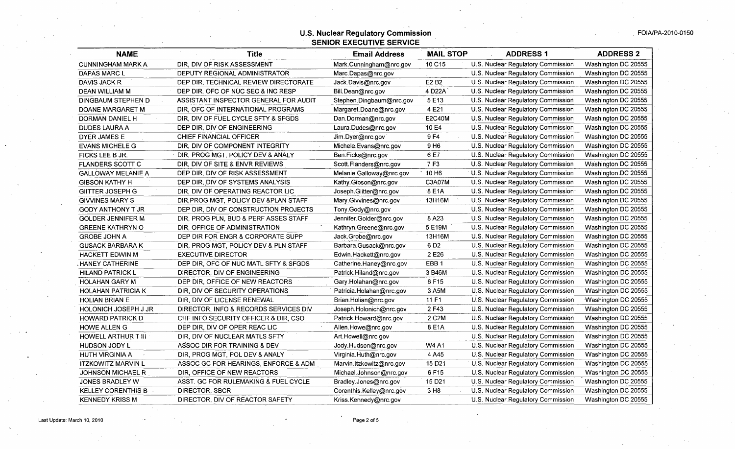# U.S. Nuclear Regulatory Commission
## SENIOR EXECUTIVE SERVICE

FOIA/PA-2010-0150

| NAME | Title | Email Address | MAIL STOP | ADDRESS 1 | ADDRESS 2 |
|---|---|---|---|---|---|
| CUNNINGHAM MARK A | DIR, DIV OF RISK ASSESSMENT | Mark.Cunningham@nrc.gov | 10 C15 | U.S. Nuclear Regulatory Commission | Washington DC 20555 |
| DAPAS MARC L | DEPUTY REGIONAL ADMINISTRATOR | Marc.Dapas@nrc.gov | | U.S. Nuclear Regulatory Commission | Washington DC 20555 |
| DAVIS JACK R | DEP DIR, TECHNICAL REVIEW DIRECTORATE | Jack.Davis@nrc.gov | E2 B2 | U.S. Nuclear Regulatory Commission | Washington DC 20555 |
| DEAN WILLIAM M | DEP DIR, OFC OF NUC SEC & INC RESP | Bill.Dean@nrc.gov | 4 D22A | U.S. Nuclear Regulatory Commission | Washington DC 20555 |
| DINGBAUM STEPHEN D | ASSISTANT INSPECTOR GENERAL FOR AUDIT | Stephen.Dingbaum@nrc.gov | 5 E13 | U.S. Nuclear Regulatory Commission | Washington DC 20555 |
| DOANE MARGARET M | DIR, OFC OF INTERNATIONAL PROGRAMS | Margaret.Doane@nrc.gov | 4 E21 | U.S. Nuclear Regulatory Commission | Washington DC 20555 |
| DORMAN DANIEL H | DIR, DIV OF FUEL CYCLE SFTY & SFGDS | Dan.Dorman@nrc.gov | E2C40M | U.S. Nuclear Regulatory Commission | Washington DC 20555 |
| DUDES LAURA A | DEP DIR, DIV OF ENGINEERING | Laura.Dudes@nrc.gov | 10 E4 | U.S. Nuclear Regulatory Commission | Washington DC 20555 |
| DYER JAMES E | CHIEF FINANCIAL OFFICER | Jim.Dyer@nrc.gov | 9 F4 | U.S. Nuclear Regulatory Commission | Washington DC 20555 |
| EVANS MICHELE G | DIR, DIV OF COMPONENT INTEGRITY | Michele.Evans@nrc.gov | 9 H6 | U.S. Nuclear Regulatory Commission | Washington DC 20555 |
| FICKS LEE B JR. | DIR, PROG MGT, POLICY DEV & ANALY | Ben.Ficks@nrc.gov | 6 E7 | U.S. Nuclear Regulatory Commission | Washington DC 20555 |
| FLANDERS SCOTT C | DIR, DIV OF SITE & ENVR REVIEWS | Scott.Flanders@nrc.gov | 7 F3 | U.S. Nuclear Regulatory Commission | Washington DC 20555 |
| GALLOWAY MELANIE A | DEP DIR, DIV OF RISK ASSESSMENT | Melanie.Galloway@nrc.gov | 10 H6 | U.S. Nuclear Regulatory Commission | Washington DC 20555 |
| GIBSON KATHY H | DEP DIR, DIV OF SYSTEMS ANALYSIS | Kathy.Gibson@nrc.gov | C3A07M | U.S. Nuclear Regulatory Commission | Washington DC 20555 |
| GIITTER JOSEPH G | DIR, DIV OF OPERATING REACTOR LIC | Joseph.Giitter@nrc.gov | 8 E1A | U.S. Nuclear Regulatory Commission | Washington DC 20555 |
| GIVVINES MARY S | DIR,PROG MGT, POLICY DEV &PLAN STAFF | Mary.Givvines@nrc.gov | 13H16M | U.S. Nuclear Regulatory Commission | Washington DC 20555 |
| GODY ANTHONY T JR | DEP DIR, DIV OF CONSTRUCTION PROJECTS | Tony.Gody@nrc.gov | | U.S. Nuclear Regulatory Commission | Washington DC 20555 |
| GOLDER JENNIFER M | DIR, PROG PLN, BUD & PERF ASSES STAFF | Jennifer.Golder@nrc.gov | 8 A23 | U.S. Nuclear Regulatory Commission | Washington DC 20555 |
| GREENE KATHRYN O | DIR, OFFICE OF ADMINISTRATION | Kathryn.Greene@nrc.gov | 5 E19M | U.S. Nuclear Regulatory Commission | Washington DC 20555 |
| GROBE JOHN A | DEP DIR FOR ENGR & CORPORATE SUPP | Jack.Grobe@nrc.gov | 13H16M | U.S. Nuclear Regulatory Commission | Washington DC 20555 |
| GUSACK BARBARA K | DIR, PROG MGT, POLICY DEV & PLN STAFF | Barbara.Gusack@nrc.gov | 6 D2 | U.S. Nuclear Regulatory Commission | Washington DC 20555 |
| HACKETT EDWIN M | EXECUTIVE DIRECTOR | Edwin.Hackett@nrc.gov | 2 E26 | U.S. Nuclear Regulatory Commission | Washington DC 20555 |
| HANEY CATHERINE | DEP DIR, OFC OF NUC MATL SFTY & SFGDS | Catherine.Haney@nrc.gov | EBB 1 | U.S. Nuclear Regulatory Commission | Washington DC 20555 |
| HILAND PATRICK L | DIRECTOR, DIV OF ENGINEERING | Patrick.Hiland@nrc.gov | 3 B46M | U.S. Nuclear Regulatory Commission | Washington DC 20555 |
| HOLAHAN GARY M | DEP DIR, OFFICE OF NEW REACTORS | Gary.Holahan@nrc.gov | 6 F15 | U.S. Nuclear Regulatory Commission | Washington DC 20555 |
| HOLAHAN PATRICIA K | DIR, DIV OF SECURITY OPERATIONS | Patricia.Holahan@nrc.gov | 3 A5M | U.S. Nuclear Regulatory Commission | Washington DC 20555 |
| HOLIAN BRIAN E | DIR, DIV OF LICENSE RENEWAL | Brian.Holian@nrc.gov | 11 F1 | U.S. Nuclear Regulatory Commission | Washington DC 20555 |
| HOLONICH JOSEPH J JR | DIRECTOR, INFO & RECORDS SERVICES DIV | Joseph.Holonich@nrc.gov | 2 F43 | U.S. Nuclear Regulatory Commission | Washington DC 20555 |
| HOWARD PATRICK D | CHF INFO SECURITY OFFICER & DIR, CSO | Patrick.Howard@nrc.gov | 2 C2M | U.S. Nuclear Regulatory Commission | Washington DC 20555 |
| HOWE ALLEN G | DEP DIR, DIV OF OPER REAC LIC | Allen.Howe@nrc.gov | 8 E1A | U.S. Nuclear Regulatory Commission | Washington DC 20555 |
| HOWELL ARTHUR T III | DIR, DIV OF NUCLEAR MATLS SFTY | Art.Howell@nrc.gov | | U.S. Nuclear Regulatory Commission | Washington DC 20555 |
| HUDSON JODY L | ASSOC DIR FOR TRAINING & DEV | Jody.Hudson@nrc.gov | W4 A1 | U.S. Nuclear Regulatory Commission | Washington DC 20555 |
| HUTH VIRGINIA A | DIR, PROG MGT, POL DEV & ANALY | Virginia.Huth@nrc.gov | 4 A45 | U.S. Nuclear Regulatory Commission | Washington DC 20555 |
| ITZKOWITZ MARVIN L | ASSOC GC FOR HEARINGS, ENFORCE & ADM | Marvin.Itzkowitz@nrc.gov | 15 D21 | U.S. Nuclear Regulatory Commission | Washington DC 20555 |
| JOHNSON MICHAEL R | DIR, OFFICE OF NEW REACTORS | Michael.Johnson@nrc.gov | 6 F15 | U.S. Nuclear Regulatory Commission | Washington DC 20555 |
| JONES BRADLEY W | ASST. GC FOR RULEMAKING & FUEL CYCLE | Bradley.Jones@nrc.gov | 15 D21 | U.S. Nuclear Regulatory Commission | Washington DC 20555 |
| KELLEY CORENTHIS B | DIRECTOR, SBCR | Corenthis.Kelley@nrc.gov | 3 H8 | U.S. Nuclear Regulatory Commission | Washington DC 20555 |
| KENNEDY KRISS M | DIRECTOR, DIV OF REACTOR SAFETY | Kriss.Kennedy@nrc.gov | | U.S. Nuclear Regulatory Commission | Washington DC 20555 |

Last Update: March 10, 2010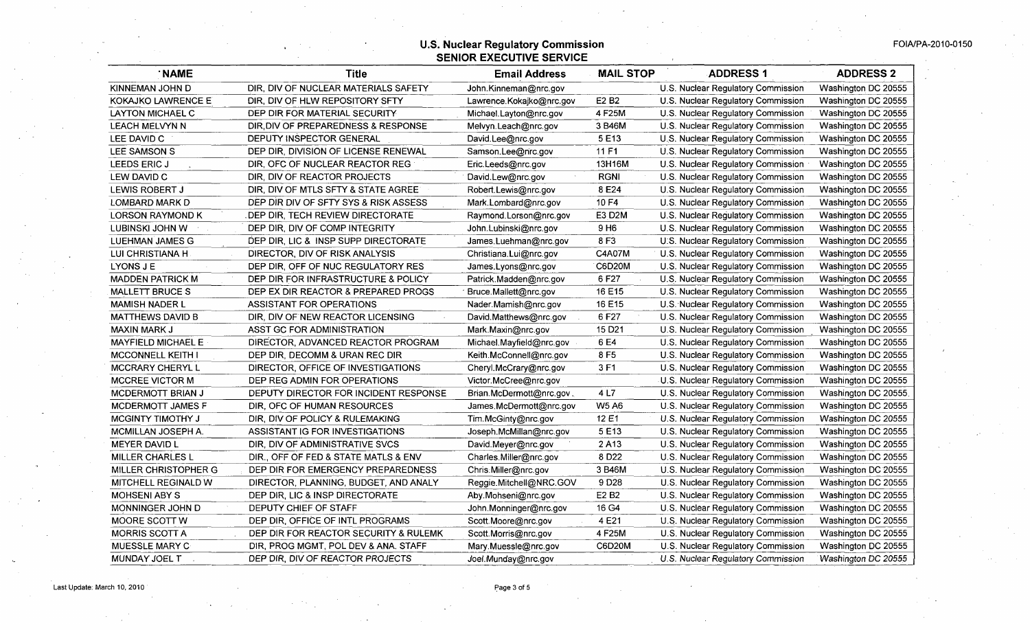# U.S. Nuclear Regulatory Commission
## SENIOR EXECUTIVE SERVICE

FOIA/PA-2010-0150

| NAME | Title | Email Address | MAIL STOP | ADDRESS 1 | ADDRESS 2 |
|---|---|---|---|---|---|
| KINNEMAN JOHN D | DIR, DIV OF NUCLEAR MATERIALS SAFETY | John.Kinneman@nrc.gov | | U.S. Nuclear Regulatory Commission | Washington DC 20555 |
| KOKAJKO LAWRENCE E | DIR, DIV OF HLW REPOSITORY SFTY | Lawrence.Kokajko@nrc.gov | E2 B2 | U.S. Nuclear Regulatory Commission | Washington DC 20555 |
| LAYTON MICHAEL C | DEP DIR FOR MATERIAL SECURITY | Michael.Layton@nrc.gov | 4 F25M | U.S. Nuclear Regulatory Commission | Washington DC 20555 |
| LEACH MELVYN N | DIR,DIV OF PREPAREDNESS & RESPONSE | Melvyn.Leach@nrc.gov | 3 B46M | U.S. Nuclear Regulatory Commission | Washington DC 20555 |
| LEE DAVID C | DEPUTY INSPECTOR GENERAL | David.Lee@nrc.gov | 5 E13 | U.S. Nuclear Regulatory Commission | Washington DC 20555 |
| LEE SAMSON S | DEP DIR, DIVISION OF LICENSE RENEWAL | Samson.Lee@nrc.gov | 11 F1 | U.S. Nuclear Regulatory Commission | Washington DC 20555 |
| LEEDS ERIC J | DIR, OFC OF NUCLEAR REACTOR REG | Eric.Leeds@nrc.gov | 13H16M | U.S. Nuclear Regulatory Commission | Washington DC 20555 |
| LEW DAVID C | DIR, DIV OF REACTOR PROJECTS | David.Lew@nrc.gov | RGNI | U.S. Nuclear Regulatory Commission | Washington DC 20555 |
| LEWIS ROBERT J | DIR, DIV OF MTLS SFTY & STATE AGREE | Robert.Lewis@nrc.gov | 8 E24 | U.S. Nuclear Regulatory Commission | Washington DC 20555 |
| LOMBARD MARK D | DEP DIR DIV OF SFTY SYS & RISK ASSESS | Mark.Lombard@nrc.gov | 10 F4 | U.S. Nuclear Regulatory Commission | Washington DC 20555 |
| LORSON RAYMOND K | DEP DIR, TECH REVIEW DIRECTORATE | Raymond.Lorson@nrc.gov | E3 D2M | U.S. Nuclear Regulatory Commission | Washington DC 20555 |
| LUBINSKI JOHN W | DEP DIR, DIV OF COMP INTEGRITY | John.Lubinski@nrc.gov | 9 H6 | U.S. Nuclear Regulatory Commission | Washington DC 20555 |
| LUEHMAN JAMES G | DEP DIR, LIC & INSP SUPP DIRECTORATE | James.Luehman@nrc.gov | 8 F3 | U.S. Nuclear Regulatory Commission | Washington DC 20555 |
| LUI CHRISTIANA H | DIRECTOR, DIV OF RISK ANALYSIS | Christiana.Lui@nrc.gov | C4A07M | U.S. Nuclear Regulatory Commission | Washington DC 20555 |
| LYONS J E | DEP DIR, OFF OF NUC REGULATORY RES | James.Lyons@nrc.gov | C6D20M | U.S. Nuclear Regulatory Commission | Washington DC 20555 |
| MADDEN PATRICK M | DEP DIR FOR INFRASTRUCTURE & POLICY | Patrick.Madden@nrc.gov | 6 F27 | U.S. Nuclear Regulatory Commission | Washington DC 20555 |
| MALLETT BRUCE S | DEP EX DIR REACTOR & PREPARED PROGS | Bruce.Mallett@nrc.gov | 16 E15 | U.S. Nuclear Regulatory Commission | Washington DC 20555 |
| MAMISH NADER L | ASSISTANT FOR OPERATIONS | Nader.Mamish@nrc.gov | 16 E15 | U.S. Nuclear Regulatory Commission | Washington DC 20555 |
| MATTHEWS DAVID B | DIR, DIV OF NEW REACTOR LICENSING | David.Matthews@nrc.gov | 6 F27 | U.S. Nuclear Regulatory Commission | Washington DC 20555 |
| MAXIN MARK J | ASST GC FOR ADMINISTRATION | Mark.Maxin@nrc.gov | 15 D21 | U.S. Nuclear Regulatory Commission | Washington DC 20555 |
| MAYFIELD MICHAEL E | DIRECTOR, ADVANCED REACTOR PROGRAM | Michael.Mayfield@nrc.gov | 6 E4 | U.S. Nuclear Regulatory Commission | Washington DC 20555 |
| MCCONNELL KEITH I | DEP DIR, DECOMM & URAN REC DIR | Keith.McConnell@nrc.gov | 8 F5 | U.S. Nuclear Regulatory Commission | Washington DC 20555 |
| MCCRARY CHERYL L | DIRECTOR, OFFICE OF INVESTIGATIONS | Cheryl.McCrary@nrc.gov | 3 F1 | U.S. Nuclear Regulatory Commission | Washington DC 20555 |
| MCCREE VICTOR M | DEP REG ADMIN FOR OPERATIONS | Victor.McCree@nrc.gov | | U.S. Nuclear Regulatory Commission | Washington DC 20555 |
| MCDERMOTT BRIAN J | DEPUTY DIRECTOR FOR INCIDENT RESPONSE | Brian.McDermott@nrc.gov | 4 L7 | U.S. Nuclear Regulatory Commission | Washington DC 20555 |
| MCDERMOTT JAMES F | DIR, OFC OF HUMAN RESOURCES | James.McDermott@nrc.gov | W5 A6 | U.S. Nuclear Regulatory Commission | Washington DC 20555 |
| MCGINTY TIMOTHY J | DIR, DIV OF POLICY & RULEMAKING | Tim.McGinty@nrc.gov | 12 E1 | U.S. Nuclear Regulatory Commission | Washington DC 20555 |
| MCMILLAN JOSEPH A. | ASSISTANT IG FOR INVESTIGATIONS | Joseph.McMillan@nrc.gov | 5 E13 | U.S. Nuclear Regulatory Commission | Washington DC 20555 |
| MEYER DAVID L | DIR, DIV OF ADMINISTRATIVE SVCS | David.Meyer@nrc.gov | 2 A13 | U.S. Nuclear Regulatory Commission | Washington DC 20555 |
| MILLER CHARLES L | DIR., OFF OF FED & STATE MATLS & ENV | Charles.Miller@nrc.gov | 8 D22 | U.S. Nuclear Regulatory Commission | Washington DC 20555 |
| MILLER CHRISTOPHER G | DEP DIR FOR EMERGENCY PREPAREDNESS | Chris.Miller@nrc.gov | 3 B46M | U.S. Nuclear Regulatory Commission | Washington DC 20555 |
| MITCHELL REGINALD W | DIRECTOR, PLANNING, BUDGET, AND ANALY | Reggie.Mitchell@NRC.GOV | 9 D28 | U.S. Nuclear Regulatory Commission | Washington DC 20555 |
| MOHSENI ABY S | DEP DIR, LIC & INSP DIRECTORATE | Aby.Mohseni@nrc.gov | E2 B2 | U.S. Nuclear Regulatory Commission | Washington DC 20555 |
| MONNINGER JOHN D | DEPUTY CHIEF OF STAFF | John.Monninger@nrc.gov | 16 G4 | U.S. Nuclear Regulatory Commission | Washington DC 20555 |
| MOORE SCOTT W | DEP DIR, OFFICE OF INTL PROGRAMS | Scott.Moore@nrc.gov | 4 E21 | U.S. Nuclear Regulatory Commission | Washington DC 20555 |
| MORRIS SCOTT A | DEP DIR FOR REACTOR SECURITY & RULEMK | Scott.Morris@nrc.gov | 4 F25M | U.S. Nuclear Regulatory Commission | Washington DC 20555 |
| MUESSLE MARY C | DIR, PROG MGMT, POL DEV & ANA. STAFF | Mary.Muessle@nrc.gov | C6D20M | U.S. Nuclear Regulatory Commission | Washington DC 20555 |
| MUNDAY JOEL T | DEP DIR, DIV OF REACTOR PROJECTS | Joel.Munday@nrc.gov | | U.S. Nuclear Regulatory Commission | Washington DC 20555 |

Last Update: March 10, 2010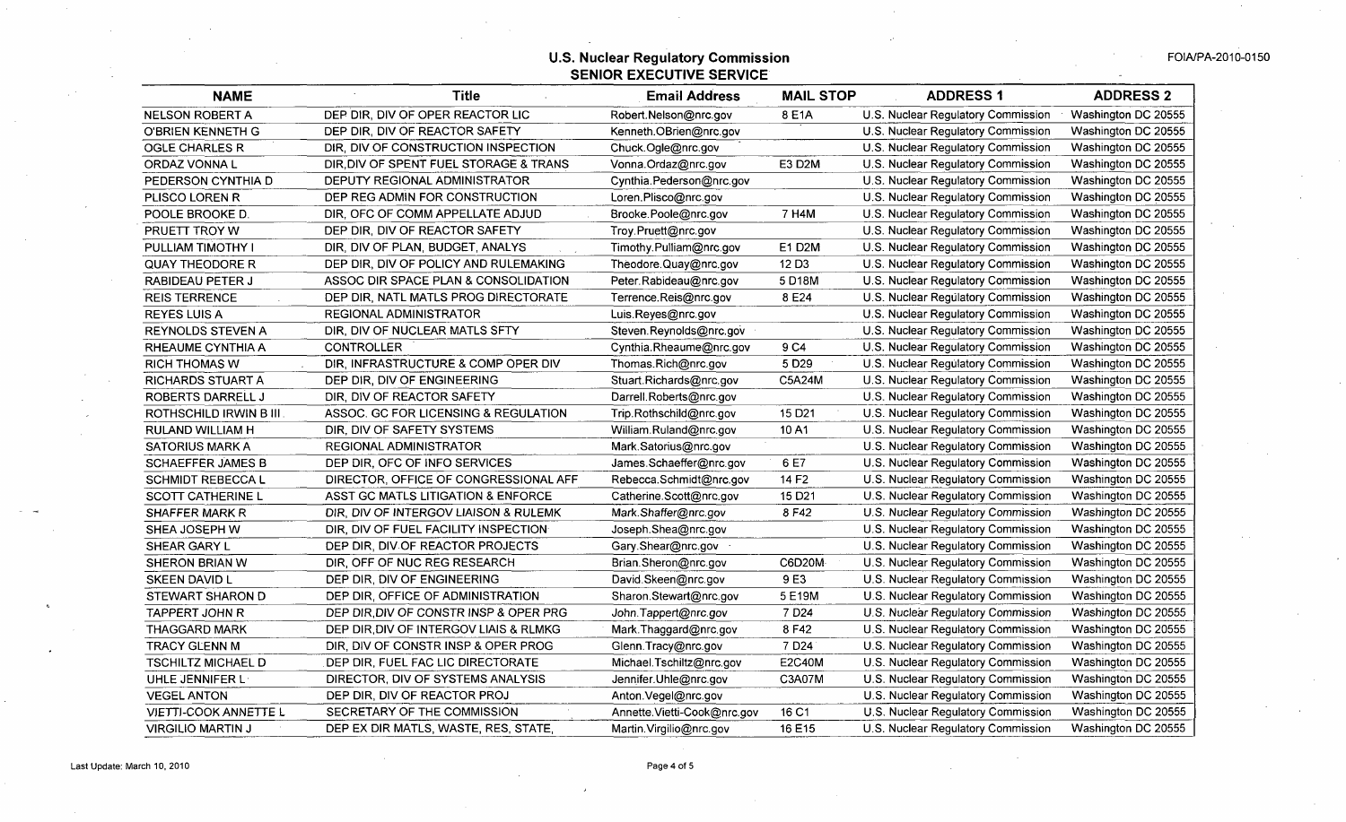## U.S. Nuclear Regulatory Commission
## SENIOR EXECUTIVE SERVICE

FOIA/PA-2010-0150

| NAME | Title | Email Address | MAIL STOP | ADDRESS 1 | ADDRESS 2 |
|---|---|---|---|---|---|
| NELSON ROBERT A | DEP DIR, DIV OF OPER REACTOR LIC | Robert.Nelson@nrc.gov | 8 E1A | U.S. Nuclear Regulatory Commission | Washington DC 20555 |
| O'BRIEN KENNETH G | DEP DIR, DIV OF REACTOR SAFETY | Kenneth.OBrien@nrc.gov | | U.S. Nuclear Regulatory Commission | Washington DC 20555 |
| OGLE CHARLES R | DIR, DIV OF CONSTRUCTION INSPECTION | Chuck.Ogle@nrc.gov | | U.S. Nuclear Regulatory Commission | Washington DC 20555 |
| ORDAZ VONNA L | DIR,DIV OF SPENT FUEL STORAGE & TRANS | Vonna.Ordaz@nrc.gov | E3 D2M | U.S. Nuclear Regulatory Commission | Washington DC 20555 |
| PEDERSON CYNTHIA D | DEPUTY REGIONAL ADMINISTRATOR | Cynthia.Pederson@nrc.gov | | U.S. Nuclear Regulatory Commission | Washington DC 20555 |
| PLISCO LOREN R | DEP REG ADMIN FOR CONSTRUCTION | Loren.Plisco@nrc.gov | | U.S. Nuclear Regulatory Commission | Washington DC 20555 |
| POOLE BROOKE D. | DIR, OFC OF COMM APPELLATE ADJUD | Brooke.Poole@nrc.gov | 7 H4M | U.S. Nuclear Regulatory Commission | Washington DC 20555 |
| PRUETT TROY W | DEP DIR, DIV OF REACTOR SAFETY | Troy.Pruett@nrc.gov | | U.S. Nuclear Regulatory Commission | Washington DC 20555 |
| PULLIAM TIMOTHY I | DIR, DIV OF PLAN, BUDGET, ANALYS | Timothy.Pulliam@nrc.gov | E1 D2M | U.S. Nuclear Regulatory Commission | Washington DC 20555 |
| QUAY THEODORE R | DEP DIR, DIV OF POLICY AND RULEMAKING | Theodore.Quay@nrc.gov | 12 D3 | U.S. Nuclear Regulatory Commission | Washington DC 20555 |
| RABIDEAU PETER J | ASSOC DIR SPACE PLAN & CONSOLIDATION | Peter.Rabideau@nrc.gov | 5 D18M | U.S. Nuclear Regulatory Commission | Washington DC 20555 |
| REIS TERRENCE | DEP DIR, NATL MATLS PROG DIRECTORATE | Terrence.Reis@nrc.gov | 8 E24 | U.S. Nuclear Regulatory Commission | Washington DC 20555 |
| REYES LUIS A | REGIONAL ADMINISTRATOR | Luis.Reyes@nrc.gov | | U.S. Nuclear Regulatory Commission | Washington DC 20555 |
| REYNOLDS STEVEN A | DIR, DIV OF NUCLEAR MATLS SFTY | Steven.Reynolds@nrc.gov | | U.S. Nuclear Regulatory Commission | Washington DC 20555 |
| RHEAUME CYNTHIA A | CONTROLLER | Cynthia.Rheaume@nrc.gov | 9 C4 | U.S. Nuclear Regulatory Commission | Washington DC 20555 |
| RICH THOMAS W | DIR, INFRASTRUCTURE & COMP OPER DIV | Thomas.Rich@nrc.gov | 5 D29 | U.S. Nuclear Regulatory Commission | Washington DC 20555 |
| RICHARDS STUART A | DEP DIR, DIV OF ENGINEERING | Stuart.Richards@nrc.gov | C5A24M | U.S. Nuclear Regulatory Commission | Washington DC 20555 |
| ROBERTS DARRELL J | DIR, DIV OF REACTOR SAFETY | Darrell.Roberts@nrc.gov | | U.S. Nuclear Regulatory Commission | Washington DC 20555 |
| ROTHSCHILD IRWIN B III | ASSOC. GC FOR LICENSING & REGULATION | Trip.Rothschild@nrc.gov | 15 D21 | U.S. Nuclear Regulatory Commission | Washington DC 20555 |
| RULAND WILLIAM H | DIR, DIV OF SAFETY SYSTEMS | William.Ruland@nrc.gov | 10 A1 | U.S. Nuclear Regulatory Commission | Washington DC 20555 |
| SATORIUS MARK A | REGIONAL ADMINISTRATOR | Mark.Satorius@nrc.gov | | U.S. Nuclear Regulatory Commission | Washington DC 20555 |
| SCHAEFFER JAMES B | DEP DIR, OFC OF INFO SERVICES | James.Schaeffer@nrc.gov | 6 E7 | U.S. Nuclear Regulatory Commission | Washington DC 20555 |
| SCHMIDT REBECCA L | DIRECTOR, OFFICE OF CONGRESSIONAL AFF | Rebecca.Schmidt@nrc.gov | 14 F2 | U.S. Nuclear Regulatory Commission | Washington DC 20555 |
| SCOTT CATHERINE L | ASST GC MATLS LITIGATION & ENFORCE | Catherine.Scott@nrc.gov | 15 D21 | U.S. Nuclear Regulatory Commission | Washington DC 20555 |
| SHAFFER MARK R | DIR, DIV OF INTERGOV LIAISON & RULEMK | Mark.Shaffer@nrc.gov | 8 F42 | U.S. Nuclear Regulatory Commission | Washington DC 20555 |
| SHEA JOSEPH W | DIR, DIV OF FUEL FACILITY INSPECTION | Joseph.Shea@nrc.gov | | U.S. Nuclear Regulatory Commission | Washington DC 20555 |
| SHEAR GARY L | DEP DIR, DIV OF REACTOR PROJECTS | Gary.Shear@nrc.gov | | U.S. Nuclear Regulatory Commission | Washington DC 20555 |
| SHERON BRIAN W | DIR, OFF OF NUC REG RESEARCH | Brian.Sheron@nrc.gov | C6D20M | U.S. Nuclear Regulatory Commission | Washington DC 20555 |
| SKEEN DAVID L | DEP DIR, DIV OF ENGINEERING | David.Skeen@nrc.gov | 9 E3 | U.S. Nuclear Regulatory Commission | Washington DC 20555 |
| STEWART SHARON D | DEP DIR, OFFICE OF ADMINISTRATION | Sharon.Stewart@nrc.gov | 5 E19M | U.S. Nuclear Regulatory Commission | Washington DC 20555 |
| TAPPERT JOHN R | DEP DIR,DIV OF CONSTR INSP & OPER PRG | John.Tappert@nrc.gov | 7 D24 | U.S. Nuclear Regulatory Commission | Washington DC 20555 |
| THAGGARD MARK | DEP DIR,DIV OF INTERGOV LIAIS & RLMKG | Mark.Thaggard@nrc.gov | 8 F42 | U.S. Nuclear Regulatory Commission | Washington DC 20555 |
| TRACY GLENN M | DIR, DIV OF CONSTR INSP & OPER PROG | Glenn.Tracy@nrc.gov | 7 D24 | U.S. Nuclear Regulatory Commission | Washington DC 20555 |
| TSCHILTZ MICHAEL D | DEP DIR, FUEL FAC LIC DIRECTORATE | Michael.Tschiltz@nrc.gov | E2C40M | U.S. Nuclear Regulatory Commission | Washington DC 20555 |
| UHLE JENNIFER L | DIRECTOR, DIV OF SYSTEMS ANALYSIS | Jennifer.Uhle@nrc.gov | C3A07M | U.S. Nuclear Regulatory Commission | Washington DC 20555 |
| VEGEL ANTON | DEP DIR, DIV OF REACTOR PROJ | Anton.Vegel@nrc.gov | | U.S. Nuclear Regulatory Commission | Washington DC 20555 |
| VIETTI-COOK ANNETTE L | SECRETARY OF THE COMMISSION | Annette.Vietti-Cook@nrc.gov | 16 C1 | U.S. Nuclear Regulatory Commission | Washington DC 20555 |
| VIRGILIO MARTIN J | DEP EX DIR MATLS, WASTE, RES, STATE, | Martin.Virgilio@nrc.gov | 16 E15 | U.S. Nuclear Regulatory Commission | Washington DC 20555 |

Last Update: March 10, 2010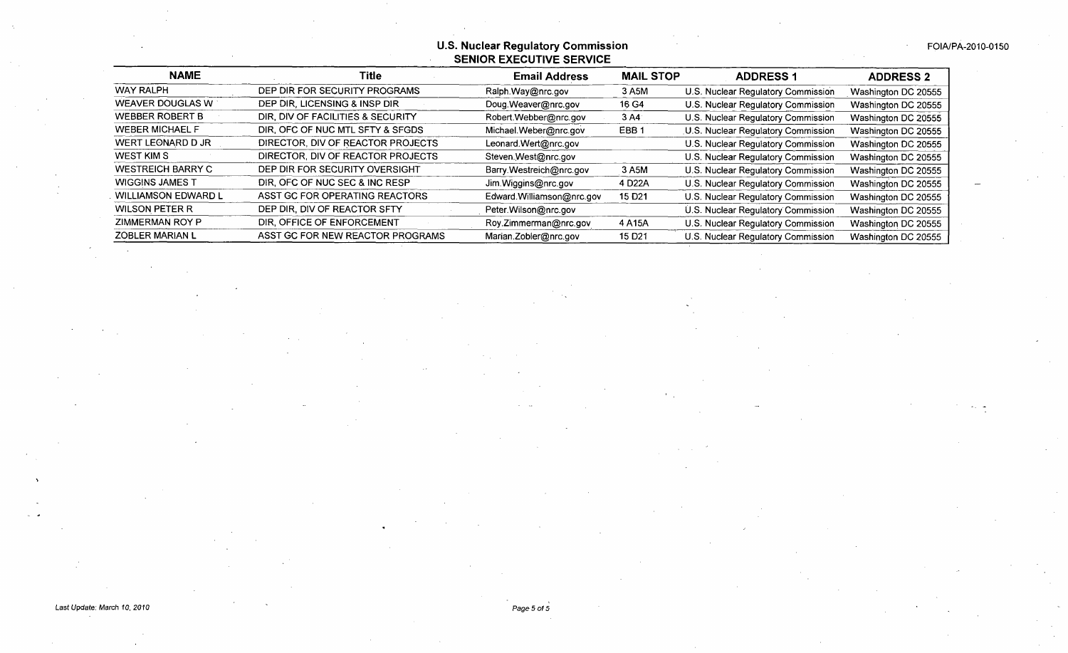## U.S. Nuclear Regulatory Commission
## SENIOR EXECUTIVE SERVICE

| NAME | Title | Email Address | MAIL STOP | ADDRESS 1 | ADDRESS 2 |
|---|---|---|---|---|---|
| WAY RALPH | DEP DIR FOR SECURITY PROGRAMS | Ralph.Way@nrc.gov | 3 A5M | U.S. Nuclear Regulatory Commission | Washington DC 20555 |
| WEAVER DOUGLAS W | DEP DIR, LICENSING & INSP DIR | Doug.Weaver@nrc.gov | 16 G4 | U.S. Nuclear Regulatory Commission | Washington DC 20555 |
| WEBBER ROBERT B | DIR, DIV OF FACILITIES & SECURITY | Robert.Webber@nrc.gov | 3 A4 | U.S. Nuclear Regulatory Commission | Washington DC 20555 |
| WEBER MICHAEL F | DIR, OFC OF NUC MTL SFTY & SFGDS | Michael.Weber@nrc.gov | EBB 1 | U.S. Nuclear Regulatory Commission | Washington DC 20555 |
| WERT LEONARD D JR | DIRECTOR, DIV OF REACTOR PROJECTS | Leonard.Wert@nrc.gov | | U.S. Nuclear Regulatory Commission | Washington DC 20555 |
| WEST KIM S | DIRECTOR, DIV OF REACTOR PROJECTS | Steven.West@nrc.gov | | U.S. Nuclear Regulatory Commission | Washington DC 20555 |
| WESTREICH BARRY C | DEP DIR FOR SECURITY OVERSIGHT | Barry.Westreich@nrc.gov | 3 A5M | U.S. Nuclear Regulatory Commission | Washington DC 20555 |
| WIGGINS JAMES T | DIR, OFC OF NUC SEC & INC RESP | Jim.Wiggins@nrc.gov | 4 D22A | U.S. Nuclear Regulatory Commission | Washington DC 20555 |
| WILLIAMSON EDWARD L | ASST GC FOR OPERATING REACTORS | Edward.Williamson@nrc.gov | 15 D21 | U.S. Nuclear Regulatory Commission | Washington DC 20555 |
| WILSON PETER R | DEP DIR, DIV OF REACTOR SFTY | Peter.Wilson@nrc.gov | | U.S. Nuclear Regulatory Commission | Washington DC 20555 |
| ZIMMERMAN ROY P | DIR, OFFICE OF ENFORCEMENT | Roy.Zimmerman@nrc.gov | 4 A15A | U.S. Nuclear Regulatory Commission | Washington DC 20555 |
| ZOBLER MARIAN L | ASST GC FOR NEW REACTOR PROGRAMS | Marian.Zobler@nrc.gov | 15 D21 | U.S. Nuclear Regulatory Commission | Washington DC 20555 |

*Last Update: March 10, 2010*